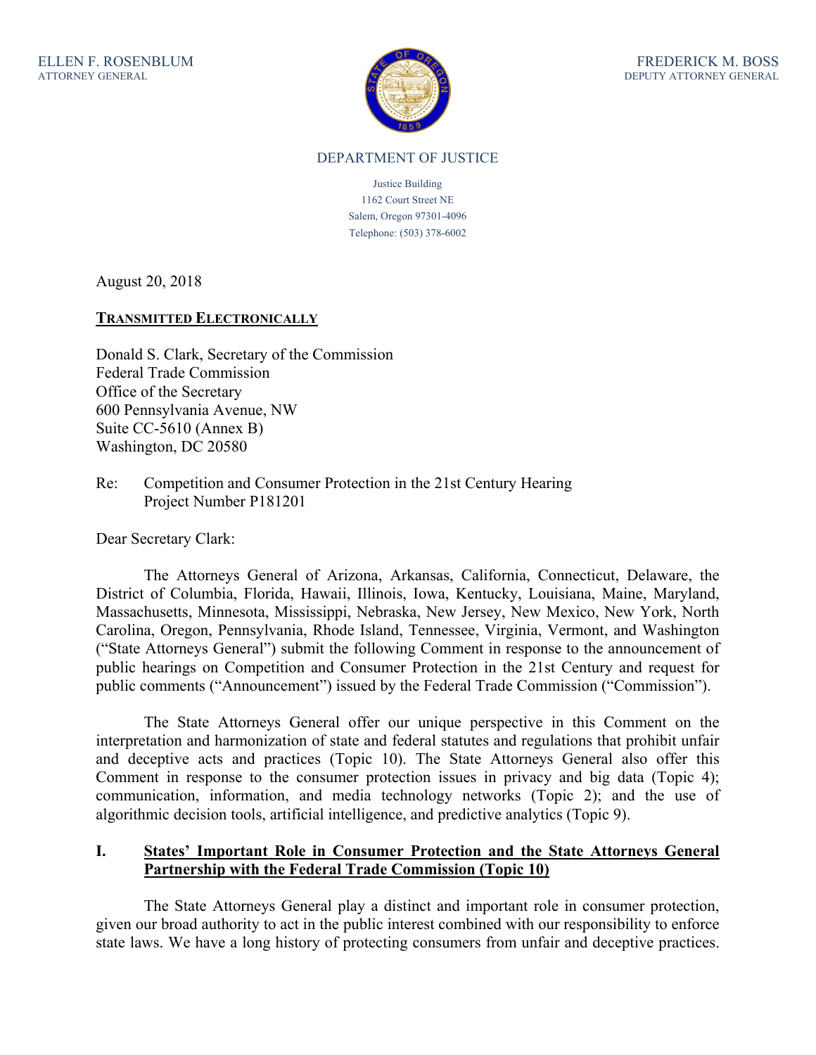ELLEN F. ROSENBLUM
ATTORNEY GENERAL

FREDERICK M. BOSS
DEPUTY ATTORNEY GENERAL

DEPARTMENT OF JUSTICE

Justice Building
1162 Court Street NE
Salem, Oregon 97301-4096
Telephone: (503) 378-6002

August 20, 2018

**TRANSMITTED ELECTRONICALLY**

Donald S. Clark, Secretary of the Commission
Federal Trade Commission
Office of the Secretary
600 Pennsylvania Avenue, NW
Suite CC-5610 (Annex B)
Washington, DC 20580

Re: Competition and Consumer Protection in the 21st Century Hearing
Project Number P181201

Dear Secretary Clark:

The Attorneys General of Arizona, Arkansas, California, Connecticut, Delaware, the District of Columbia, Florida, Hawaii, Illinois, Iowa, Kentucky, Louisiana, Maine, Maryland, Massachusetts, Minnesota, Mississippi, Nebraska, New Jersey, New Mexico, New York, North Carolina, Oregon, Pennsylvania, Rhode Island, Tennessee, Virginia, Vermont, and Washington ("State Attorneys General") submit the following Comment in response to the announcement of public hearings on Competition and Consumer Protection in the 21st Century and request for public comments ("Announcement") issued by the Federal Trade Commission ("Commission").

The State Attorneys General offer our unique perspective in this Comment on the interpretation and harmonization of state and federal statutes and regulations that prohibit unfair and deceptive acts and practices (Topic 10). The State Attorneys General also offer this Comment in response to the consumer protection issues in privacy and big data (Topic 4); communication, information, and media technology networks (Topic 2); and the use of algorithmic decision tools, artificial intelligence, and predictive analytics (Topic 9).

## I. States' Important Role in Consumer Protection and the State Attorneys General Partnership with the Federal Trade Commission (Topic 10)

The State Attorneys General play a distinct and important role in consumer protection, given our broad authority to act in the public interest combined with our responsibility to enforce state laws. We have a long history of protecting consumers from unfair and deceptive practices.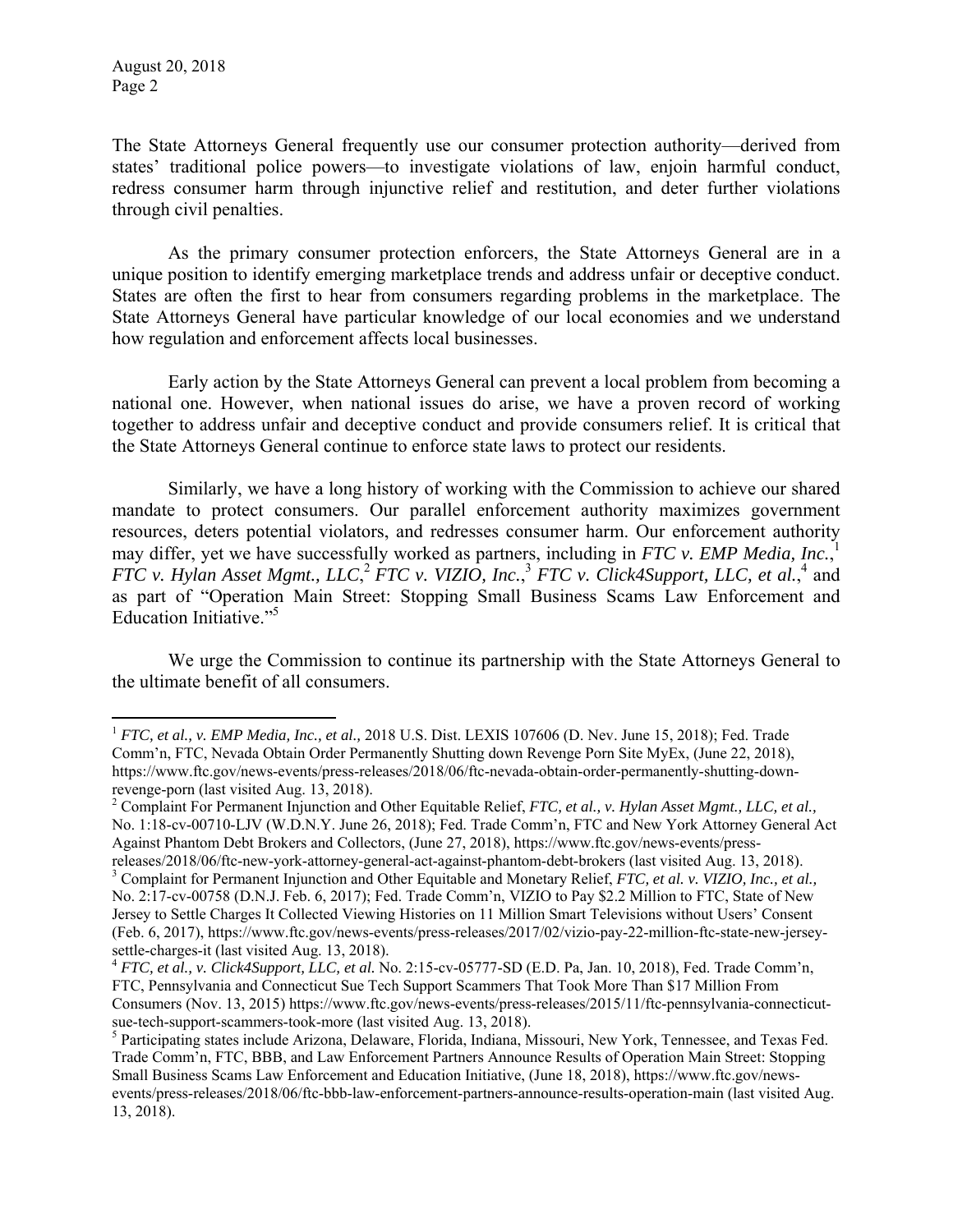The State Attorneys General frequently use our consumer protection authority—derived from states' traditional police powers—to investigate violations of law, enjoin harmful conduct, redress consumer harm through injunctive relief and restitution, and deter further violations through civil penalties.

As the primary consumer protection enforcers, the State Attorneys General are in a unique position to identify emerging marketplace trends and address unfair or deceptive conduct. States are often the first to hear from consumers regarding problems in the marketplace. The State Attorneys General have particular knowledge of our local economies and we understand how regulation and enforcement affects local businesses.

Early action by the State Attorneys General can prevent a local problem from becoming a national one. However, when national issues do arise, we have a proven record of working together to address unfair and deceptive conduct and provide consumers relief. It is critical that the State Attorneys General continue to enforce state laws to protect our residents.

Similarly, we have a long history of working with the Commission to achieve our shared mandate to protect consumers. Our parallel enforcement authority maximizes government resources, deters potential violators, and redresses consumer harm. Our enforcement authority may differ, yet we have successfully worked as partners, including in *FTC v. EMP Media, Inc.*,[1] *FTC v. Hylan Asset Mgmt., LLC*,[2] *FTC v. VIZIO, Inc.*,[3] *FTC v. Click4Support, LLC, et al.*,[4] and as part of "Operation Main Street: Stopping Small Business Scams Law Enforcement and Education Initiative."[5]

We urge the Commission to continue its partnership with the State Attorneys General to the ultimate benefit of all consumers.

---

[1] *FTC, et al., v. EMP Media, Inc., et al.,* 2018 U.S. Dist. LEXIS 107606 (D. Nev. June 15, 2018); Fed. Trade Comm'n, FTC, Nevada Obtain Order Permanently Shutting down Revenge Porn Site MyEx, (June 22, 2018), https://www.ftc.gov/news-events/press-releases/2018/06/ftc-nevada-obtain-order-permanently-shutting-down-revenge-porn (last visited Aug. 13, 2018).

[2] Complaint For Permanent Injunction and Other Equitable Relief, *FTC, et al., v. Hylan Asset Mgmt., LLC, et al.,* No. 1:18-cv-00710-LJV (W.D.N.Y. June 26, 2018); Fed. Trade Comm'n, FTC and New York Attorney General Act Against Phantom Debt Brokers and Collectors, (June 27, 2018), https://www.ftc.gov/news-events/press-releases/2018/06/ftc-new-york-attorney-general-act-against-phantom-debt-brokers (last visited Aug. 13, 2018).

[3] Complaint for Permanent Injunction and Other Equitable and Monetary Relief, *FTC, et al. v. VIZIO, Inc., et al.,* No. 2:17-cv-00758 (D.N.J. Feb. 6, 2017); Fed. Trade Comm'n, VIZIO to Pay $2.2 Million to FTC, State of New Jersey to Settle Charges It Collected Viewing Histories on 11 Million Smart Televisions without Users' Consent (Feb. 6, 2017), https://www.ftc.gov/news-events/press-releases/2017/02/vizio-pay-22-million-ftc-state-new-jersey-settle-charges-it (last visited Aug. 13, 2018).

[4] *FTC, et al., v. Click4Support, LLC, et al.* No. 2:15-cv-05777-SD (E.D. Pa, Jan. 10, 2018), Fed. Trade Comm'n, FTC, Pennsylvania and Connecticut Sue Tech Support Scammers That Took More Than $17 Million From Consumers (Nov. 13, 2015) https://www.ftc.gov/news-events/press-releases/2015/11/ftc-pennsylvania-connecticut-sue-tech-support-scammers-took-more (last visited Aug. 13, 2018).

[5] Participating states include Arizona, Delaware, Florida, Indiana, Missouri, New York, Tennessee, and Texas Fed. Trade Comm'n, FTC, BBB, and Law Enforcement Partners Announce Results of Operation Main Street: Stopping Small Business Scams Law Enforcement and Education Initiative, (June 18, 2018), https://www.ftc.gov/news-events/press-releases/2018/06/ftc-bbb-law-enforcement-partners-announce-results-operation-main (last visited Aug. 13, 2018).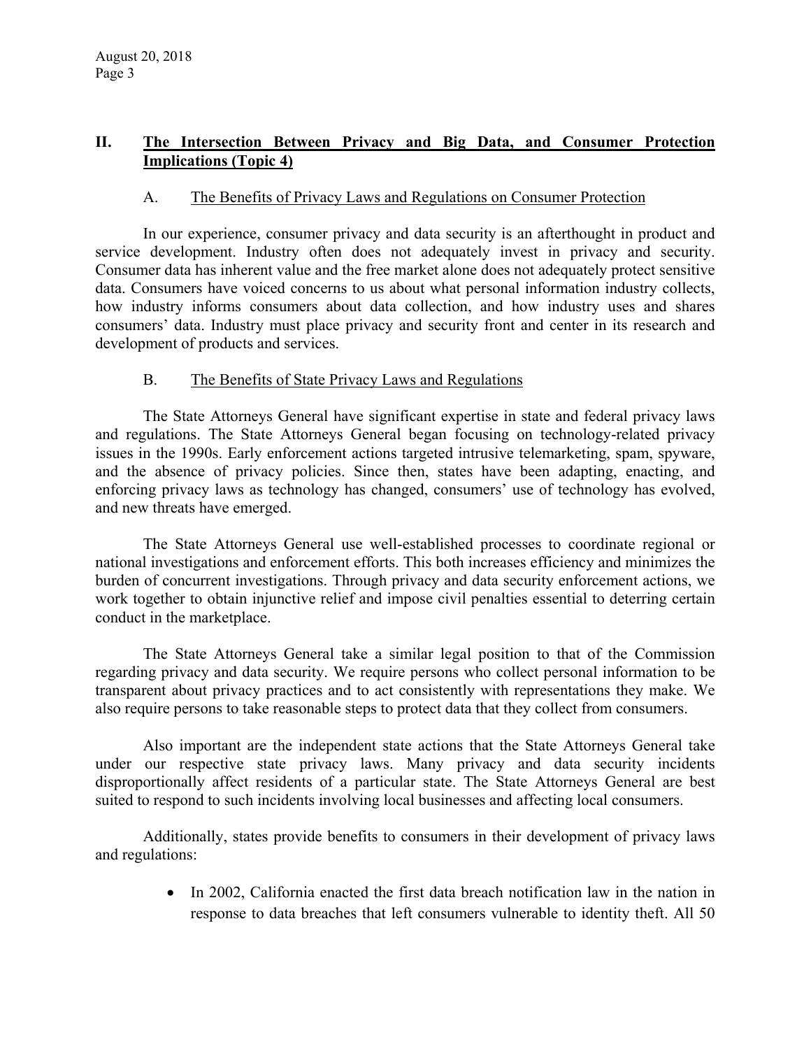## II. The Intersection Between Privacy and Big Data, and Consumer Protection Implications (Topic 4)

### A. The Benefits of Privacy Laws and Regulations on Consumer Protection

In our experience, consumer privacy and data security is an afterthought in product and service development. Industry often does not adequately invest in privacy and security. Consumer data has inherent value and the free market alone does not adequately protect sensitive data. Consumers have voiced concerns to us about what personal information industry collects, how industry informs consumers about data collection, and how industry uses and shares consumers' data. Industry must place privacy and security front and center in its research and development of products and services.

### B. The Benefits of State Privacy Laws and Regulations

The State Attorneys General have significant expertise in state and federal privacy laws and regulations. The State Attorneys General began focusing on technology-related privacy issues in the 1990s. Early enforcement actions targeted intrusive telemarketing, spam, spyware, and the absence of privacy policies. Since then, states have been adapting, enacting, and enforcing privacy laws as technology has changed, consumers' use of technology has evolved, and new threats have emerged.

The State Attorneys General use well-established processes to coordinate regional or national investigations and enforcement efforts. This both increases efficiency and minimizes the burden of concurrent investigations. Through privacy and data security enforcement actions, we work together to obtain injunctive relief and impose civil penalties essential to deterring certain conduct in the marketplace.

The State Attorneys General take a similar legal position to that of the Commission regarding privacy and data security. We require persons who collect personal information to be transparent about privacy practices and to act consistently with representations they make. We also require persons to take reasonable steps to protect data that they collect from consumers.

Also important are the independent state actions that the State Attorneys General take under our respective state privacy laws. Many privacy and data security incidents disproportionally affect residents of a particular state. The State Attorneys General are best suited to respond to such incidents involving local businesses and affecting local consumers.

Additionally, states provide benefits to consumers in their development of privacy laws and regulations:

- In 2002, California enacted the first data breach notification law in the nation in response to data breaches that left consumers vulnerable to identity theft. All 50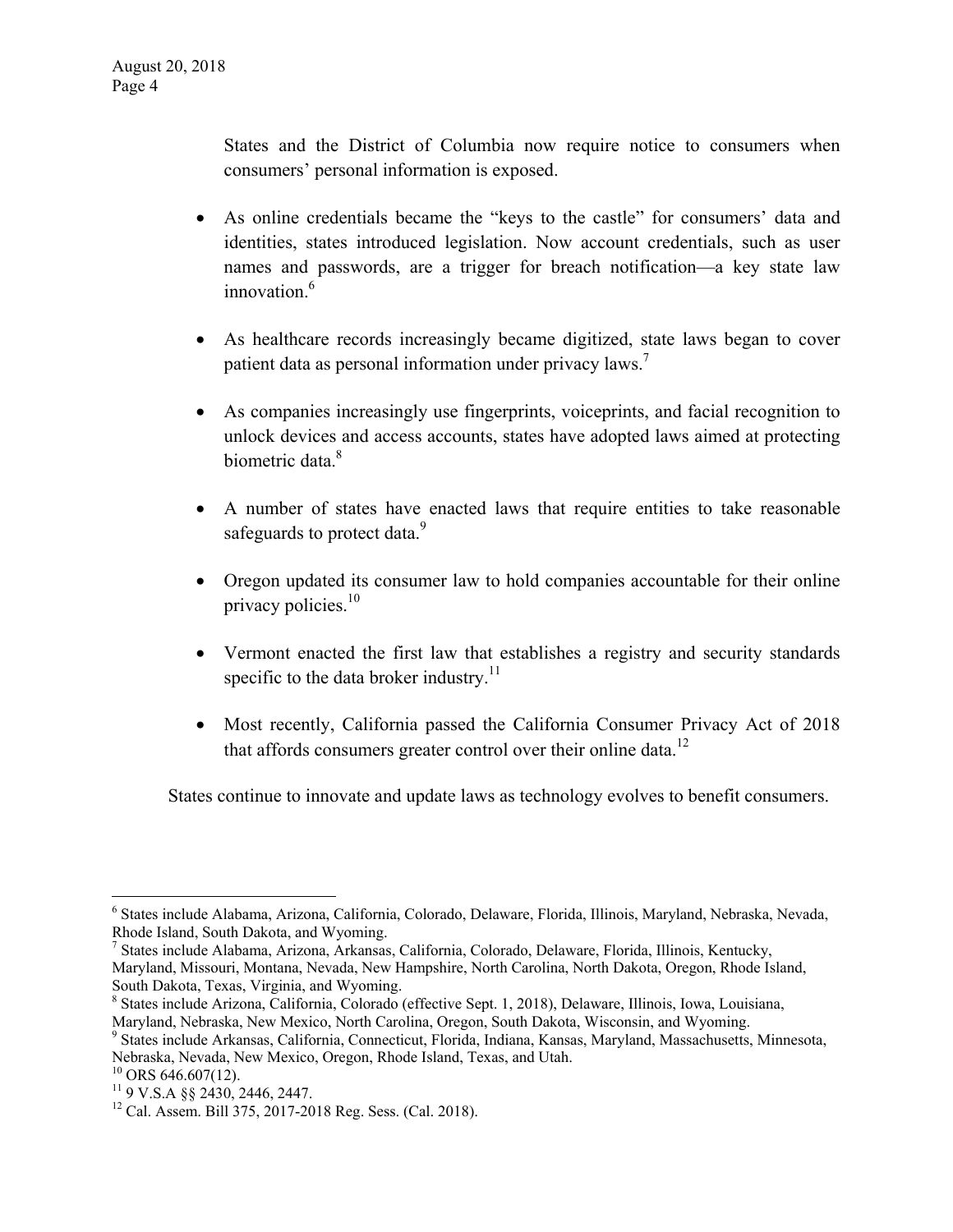States and the District of Columbia now require notice to consumers when consumers' personal information is exposed.

- As online credentials became the "keys to the castle" for consumers' data and identities, states introduced legislation. Now account credentials, such as user names and passwords, are a trigger for breach notification—a key state law innovation.[6]

- As healthcare records increasingly became digitized, state laws began to cover patient data as personal information under privacy laws.[7]

- As companies increasingly use fingerprints, voiceprints, and facial recognition to unlock devices and access accounts, states have adopted laws aimed at protecting biometric data.[8]

- A number of states have enacted laws that require entities to take reasonable safeguards to protect data.[9]

- Oregon updated its consumer law to hold companies accountable for their online privacy policies.[10]

- Vermont enacted the first law that establishes a registry and security standards specific to the data broker industry.[11]

- Most recently, California passed the California Consumer Privacy Act of 2018 that affords consumers greater control over their online data.[12]

States continue to innovate and update laws as technology evolves to benefit consumers.

---

[6] States include Alabama, Arizona, California, Colorado, Delaware, Florida, Illinois, Maryland, Nebraska, Nevada, Rhode Island, South Dakota, and Wyoming.

[7] States include Alabama, Arizona, Arkansas, California, Colorado, Delaware, Florida, Illinois, Kentucky, Maryland, Missouri, Montana, Nevada, New Hampshire, North Carolina, North Dakota, Oregon, Rhode Island, South Dakota, Texas, Virginia, and Wyoming.

[8] States include Arizona, California, Colorado (effective Sept. 1, 2018), Delaware, Illinois, Iowa, Louisiana, Maryland, Nebraska, New Mexico, North Carolina, Oregon, South Dakota, Wisconsin, and Wyoming.

[9] States include Arkansas, California, Connecticut, Florida, Indiana, Kansas, Maryland, Massachusetts, Minnesota, Nebraska, Nevada, New Mexico, Oregon, Rhode Island, Texas, and Utah.

[10] ORS 646.607(12).

[11] 9 V.S.A §§ 2430, 2446, 2447.

[12] Cal. Assem. Bill 375, 2017-2018 Reg. Sess. (Cal. 2018).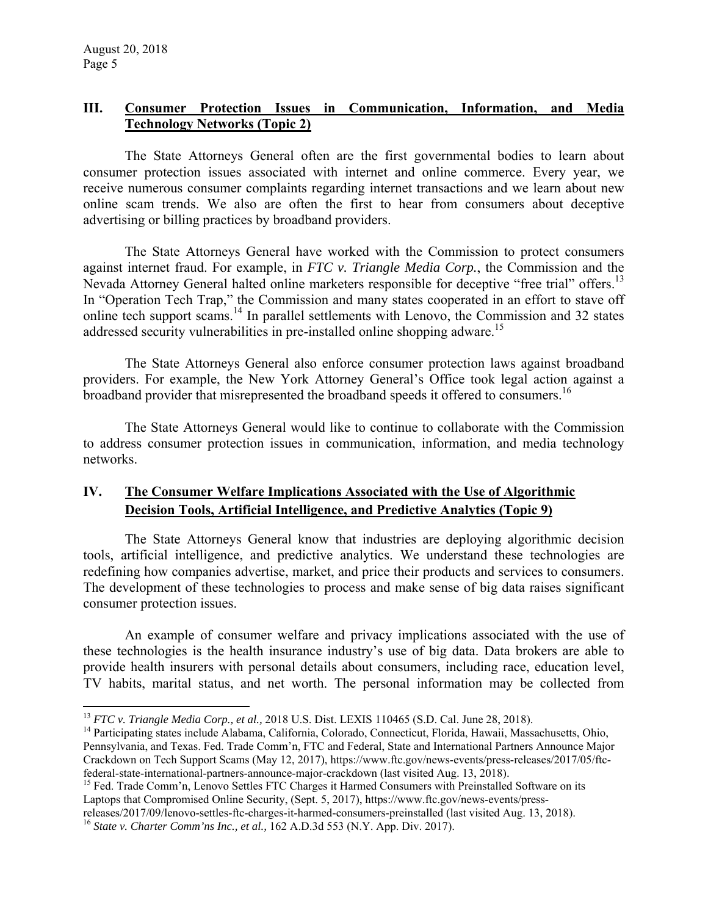## III. Consumer Protection Issues in Communication, Information, and Media Technology Networks (Topic 2)

The State Attorneys General often are the first governmental bodies to learn about consumer protection issues associated with internet and online commerce. Every year, we receive numerous consumer complaints regarding internet transactions and we learn about new online scam trends. We also are often the first to hear from consumers about deceptive advertising or billing practices by broadband providers.

The State Attorneys General have worked with the Commission to protect consumers against internet fraud. For example, in *FTC v. Triangle Media Corp.*, the Commission and the Nevada Attorney General halted online marketers responsible for deceptive "free trial" offers.[13] In "Operation Tech Trap," the Commission and many states cooperated in an effort to stave off online tech support scams.[14] In parallel settlements with Lenovo, the Commission and 32 states addressed security vulnerabilities in pre-installed online shopping adware.[15]

The State Attorneys General also enforce consumer protection laws against broadband providers. For example, the New York Attorney General's Office took legal action against a broadband provider that misrepresented the broadband speeds it offered to consumers.[16]

The State Attorneys General would like to continue to collaborate with the Commission to address consumer protection issues in communication, information, and media technology networks.

## IV. The Consumer Welfare Implications Associated with the Use of Algorithmic Decision Tools, Artificial Intelligence, and Predictive Analytics (Topic 9)

The State Attorneys General know that industries are deploying algorithmic decision tools, artificial intelligence, and predictive analytics. We understand these technologies are redefining how companies advertise, market, and price their products and services to consumers. The development of these technologies to process and make sense of big data raises significant consumer protection issues.

An example of consumer welfare and privacy implications associated with the use of these technologies is the health insurance industry's use of big data. Data brokers are able to provide health insurers with personal details about consumers, including race, education level, TV habits, marital status, and net worth. The personal information may be collected from

---

[13] *FTC v. Triangle Media Corp., et al.,* 2018 U.S. Dist. LEXIS 110465 (S.D. Cal. June 28, 2018).

[14] Participating states include Alabama, California, Colorado, Connecticut, Florida, Hawaii, Massachusetts, Ohio, Pennsylvania, and Texas. Fed. Trade Comm'n, FTC and Federal, State and International Partners Announce Major Crackdown on Tech Support Scams (May 12, 2017), https://www.ftc.gov/news-events/press-releases/2017/05/ftc-federal-state-international-partners-announce-major-crackdown (last visited Aug. 13, 2018).

[15] Fed. Trade Comm'n, Lenovo Settles FTC Charges it Harmed Consumers with Preinstalled Software on its Laptops that Compromised Online Security, (Sept. 5, 2017), https://www.ftc.gov/news-events/press-releases/2017/09/lenovo-settles-ftc-charges-it-harmed-consumers-preinstalled (last visited Aug. 13, 2018).

[16] *State v. Charter Comm'ns Inc., et al.,* 162 A.D.3d 553 (N.Y. App. Div. 2017).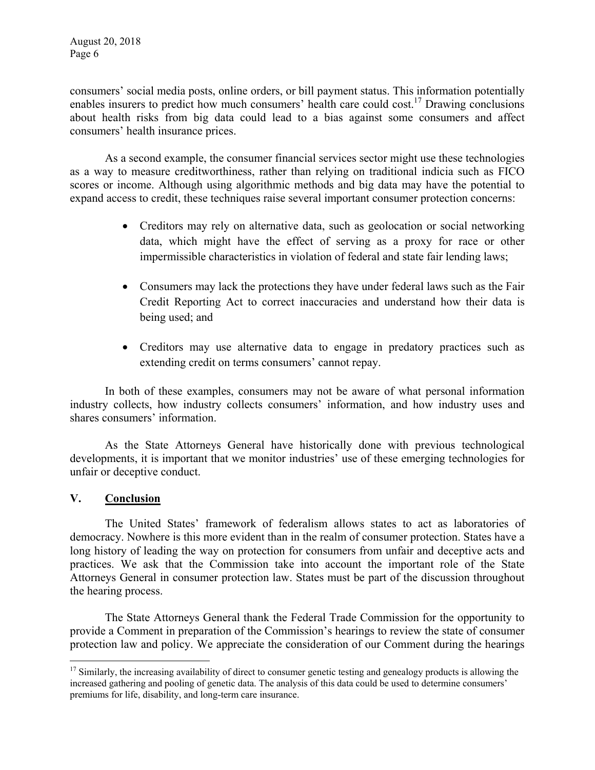consumers' social media posts, online orders, or bill payment status. This information potentially enables insurers to predict how much consumers' health care could cost.[17] Drawing conclusions about health risks from big data could lead to a bias against some consumers and affect consumers' health insurance prices.

As a second example, the consumer financial services sector might use these technologies as a way to measure creditworthiness, rather than relying on traditional indicia such as FICO scores or income. Although using algorithmic methods and big data may have the potential to expand access to credit, these techniques raise several important consumer protection concerns:

- Creditors may rely on alternative data, such as geolocation or social networking data, which might have the effect of serving as a proxy for race or other impermissible characteristics in violation of federal and state fair lending laws;

- Consumers may lack the protections they have under federal laws such as the Fair Credit Reporting Act to correct inaccuracies and understand how their data is being used; and

- Creditors may use alternative data to engage in predatory practices such as extending credit on terms consumers' cannot repay.

In both of these examples, consumers may not be aware of what personal information industry collects, how industry collects consumers' information, and how industry uses and shares consumers' information.

As the State Attorneys General have historically done with previous technological developments, it is important that we monitor industries' use of these emerging technologies for unfair or deceptive conduct.

## V. Conclusion

The United States' framework of federalism allows states to act as laboratories of democracy. Nowhere is this more evident than in the realm of consumer protection. States have a long history of leading the way on protection for consumers from unfair and deceptive acts and practices. We ask that the Commission take into account the important role of the State Attorneys General in consumer protection law. States must be part of the discussion throughout the hearing process.

The State Attorneys General thank the Federal Trade Commission for the opportunity to provide a Comment in preparation of the Commission's hearings to review the state of consumer protection law and policy. We appreciate the consideration of our Comment during the hearings

---

[17] Similarly, the increasing availability of direct to consumer genetic testing and genealogy products is allowing the increased gathering and pooling of genetic data. The analysis of this data could be used to determine consumers' premiums for life, disability, and long-term care insurance.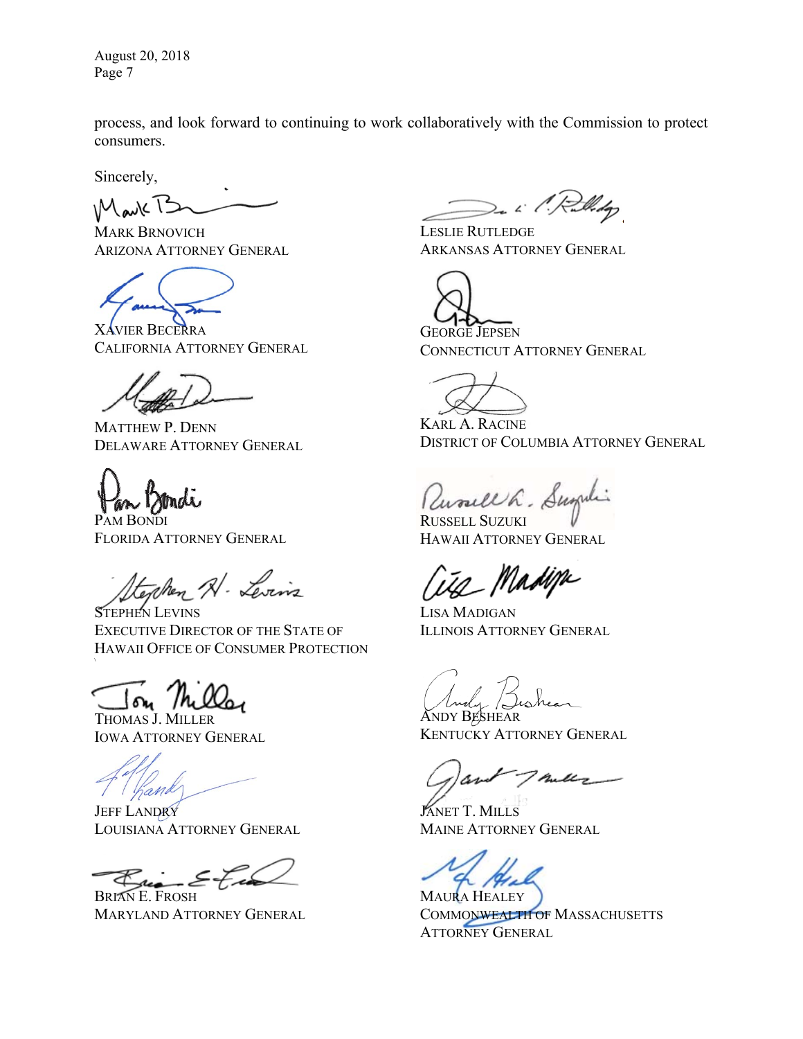process, and look forward to continuing to work collaboratively with the Commission to protect consumers.

Sincerely,

MARK BRNOVICH
ARIZONA ATTORNEY GENERAL

LESLIE RUTLEDGE
ARKANSAS ATTORNEY GENERAL

XAVIER BECERRA
CALIFORNIA ATTORNEY GENERAL

GEORGE JEPSEN
CONNECTICUT ATTORNEY GENERAL

MATTHEW P. DENN
DELAWARE ATTORNEY GENERAL

KARL A. RACINE
DISTRICT OF COLUMBIA ATTORNEY GENERAL

PAM BONDI
FLORIDA ATTORNEY GENERAL

RUSSELL SUZUKI
HAWAII ATTORNEY GENERAL

STEPHEN LEVINS
EXECUTIVE DIRECTOR OF THE STATE OF HAWAII OFFICE OF CONSUMER PROTECTION

LISA MADIGAN
ILLINOIS ATTORNEY GENERAL

THOMAS J. MILLER
IOWA ATTORNEY GENERAL

ANDY BESHEAR
KENTUCKY ATTORNEY GENERAL

JEFF LANDRY
LOUISIANA ATTORNEY GENERAL

JANET T. MILLS
MAINE ATTORNEY GENERAL

BRIAN E. FROSH
MARYLAND ATTORNEY GENERAL

MAURA HEALEY
COMMONWEALTH OF MASSACHUSETTS ATTORNEY GENERAL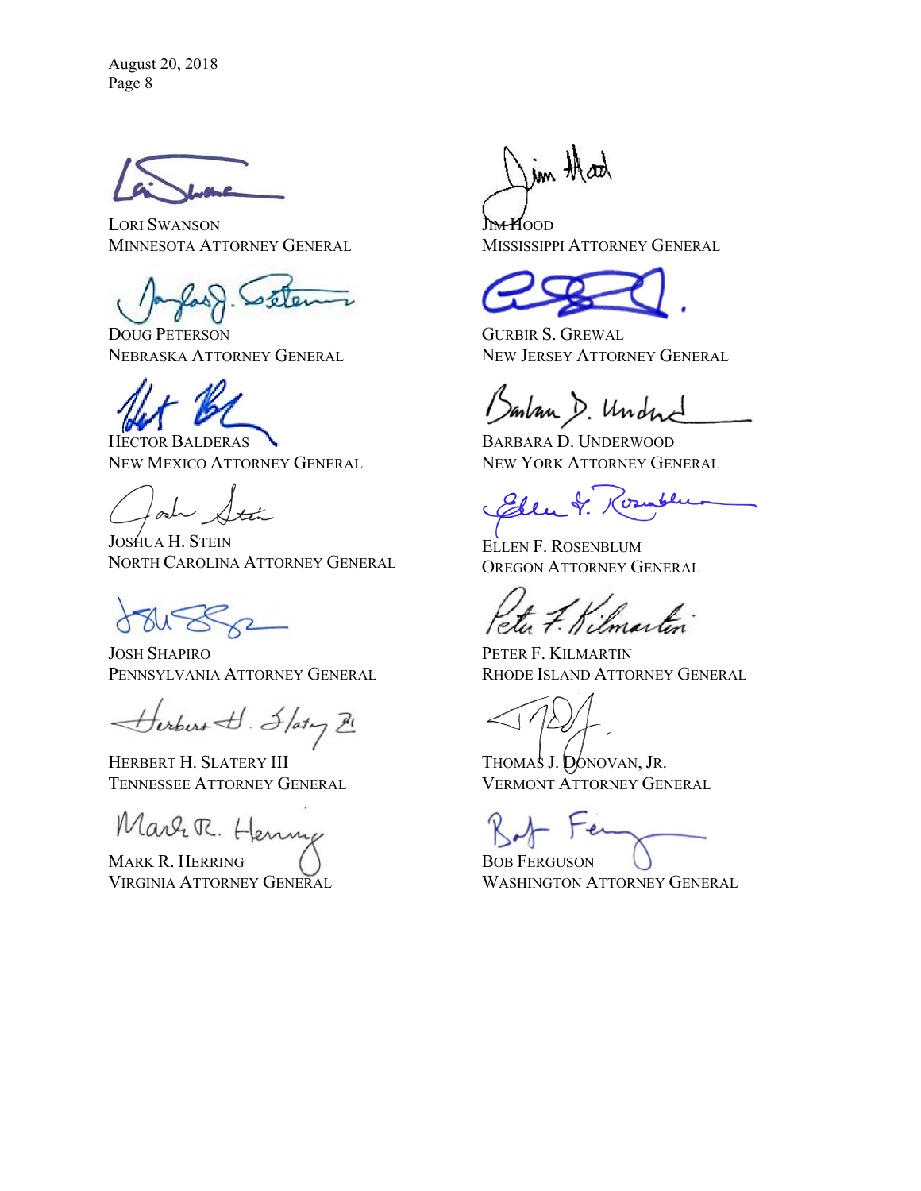LORI SWANSON
MINNESOTA ATTORNEY GENERAL

JIM HOOD
MISSISSIPPI ATTORNEY GENERAL

DOUG PETERSON
NEBRASKA ATTORNEY GENERAL

GURBIR S. GREWAL
NEW JERSEY ATTORNEY GENERAL

HECTOR BALDERAS
NEW MEXICO ATTORNEY GENERAL

BARBARA D. UNDERWOOD
NEW YORK ATTORNEY GENERAL

JOSHUA H. STEIN
NORTH CAROLINA ATTORNEY GENERAL

ELLEN F. ROSENBLUM
OREGON ATTORNEY GENERAL

JOSH SHAPIRO
PENNSYLVANIA ATTORNEY GENERAL

PETER F. KILMARTIN
RHODE ISLAND ATTORNEY GENERAL

HERBERT H. SLATERY III
TENNESSEE ATTORNEY GENERAL

THOMAS J. DONOVAN, JR.
VERMONT ATTORNEY GENERAL

MARK R. HERRING
VIRGINIA ATTORNEY GENERAL

BOB FERGUSON
WASHINGTON ATTORNEY GENERAL